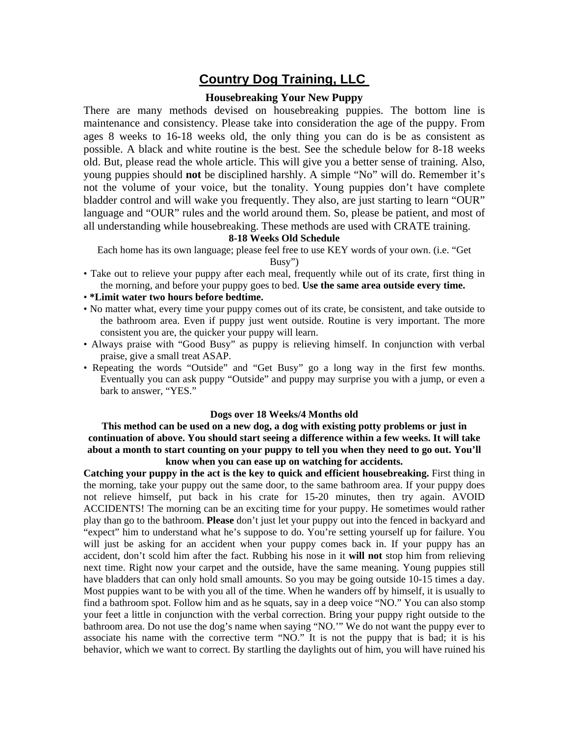# Country Dog Training, LLC

## Housebreaking Your New Puppy

There are many methods devised on housebreaking puppies. The bottom line is maintenance and consistency. Please take into consideration the age of the puppy. From ages 8 weeks to 16-18 weeks old, the only thing you can do is be as consistent as possible. A black and white routine is the best. See the schedule below for 8-18 weeks old. But, please read the whole article. This will give you a better sense of training. Also, young puppies should **not** be disciplined harshly. A simple "No" will do. Remember it's not the volume of your voice, but the tonality. Young puppies don't have complete bladder control and will wake you frequently. They also, are just starting to learn "OUR" language and "OUR" rules and the world around them. So, please be patient, and most of all understanding while housebreaking. These methods are used with CRATE training.

### 8-18 Weeks Old Schedule

Each home has its own language; please feel free to use KEY words of your own. (i.e. "Get Busy")

- Take out to relieve your puppy after each meal, frequently while out of its crate, first thing in the morning, and before your puppy goes to bed. **Use the same area outside every time.**
- **\*Limit water two hours before bedtime.**
- No matter what, every time your puppy comes out of its crate, be consistent, and take outside to the bathroom area. Even if puppy just went outside. Routine is very important. The more consistent you are, the quicker your puppy will learn.
- Always praise with "Good Busy" as puppy is relieving himself. In conjunction with verbal praise, give a small treat ASAP.
- Repeating the words "Outside" and "Get Busy" go a long way in the first few months. Eventually you can ask puppy "Outside" and puppy may surprise you with a jump, or even a bark to answer, "YES."

### Dogs over 18 Weeks/4 Months old

**This method can be used on a new dog, a dog with existing potty problems or just in continuation of above. You should start seeing a difference within a few weeks. It will take about a month to start counting on your puppy to tell you when they need to go out. You'll know when you can ease up on watching for accidents.**

**Catching your puppy in the act is the key to quick and efficient housebreaking.** First thing in the morning, take your puppy out the same door, to the same bathroom area. If your puppy does not relieve himself, put back in his crate for 15-20 minutes, then try again. AVOID ACCIDENTS! The morning can be an exciting time for your puppy. He sometimes would rather play than go to the bathroom. **Please** don't just let your puppy out into the fenced in backyard and "expect" him to understand what he's suppose to do. You're setting yourself up for failure. You will just be asking for an accident when your puppy comes back in. If your puppy has an accident, don't scold him after the fact. Rubbing his nose in it **will not** stop him from relieving next time. Right now your carpet and the outside, have the same meaning. Young puppies still have bladders that can only hold small amounts. So you may be going outside 10-15 times a day. Most puppies want to be with you all of the time. When he wanders off by himself, it is usually to find a bathroom spot. Follow him and as he squats, say in a deep voice "NO." You can also stomp your feet a little in conjunction with the verbal correction. Bring your puppy right outside to the bathroom area. Do not use the dog's name when saying "NO.'" We do not want the puppy ever to associate his name with the corrective term "NO." It is not the puppy that is bad; it is his behavior, which we want to correct. By startling the daylights out of him, you will have ruined his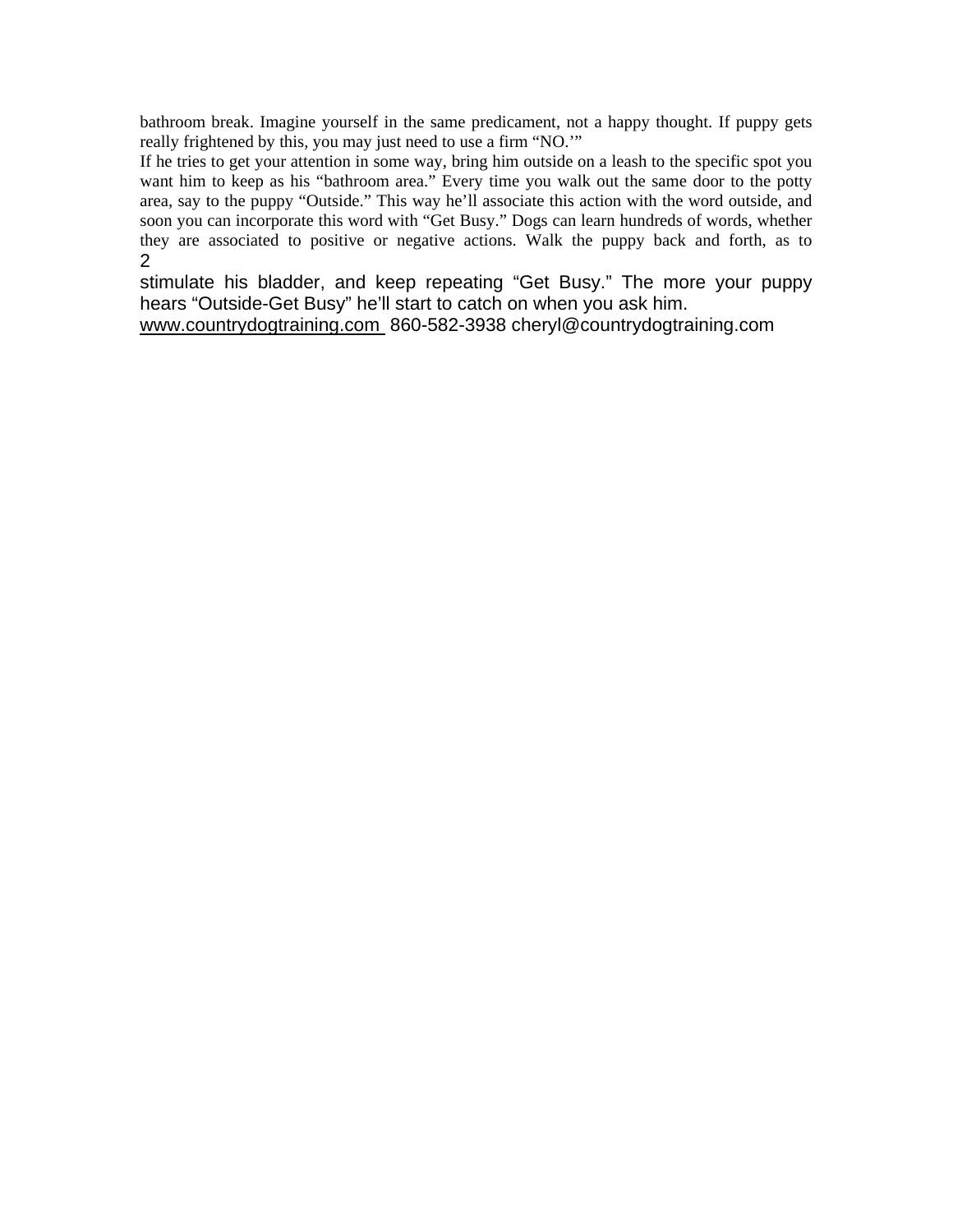bathroom break. Imagine yourself in the same predicament, not a happy thought. If puppy gets really frightened by this, you may just need to use a firm "NO.'"

If he tries to get your attention in some way, bring him outside on a leash to the specific spot you want him to keep as his "bathroom area." Every time you walk out the same door to the potty area, say to the puppy "Outside." This way he'll associate this action with the word outside, and soon you can incorporate this word with "Get Busy." Dogs can learn hundreds of words, whether they are associated to positive or negative actions. Walk the puppy back and forth, as to stimulate his bladder, and keep repeating "Get Busy." The more your puppy hears "Outside-Get Busy" he'll start to catch on when you ask him.

www.countrydogtraining.com 860-582-3938 cheryl@countrydogtraining.com